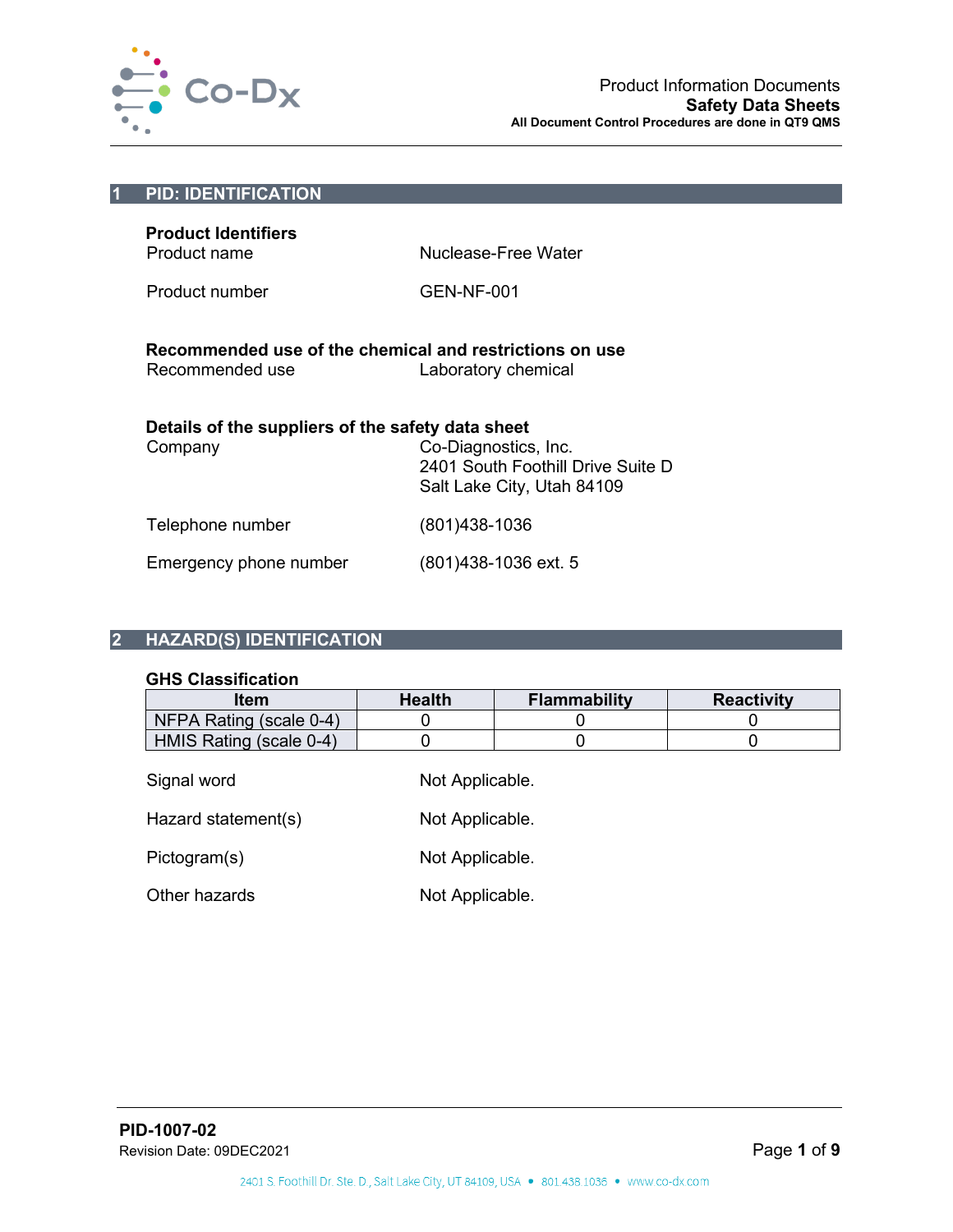## 1 PID: IDENTIFICATION

**Product Identifiers**

| | |
|---|---|
| Product name | Nuclease-Free Water |
| Product number | GEN-NF-001 |

**Recommended use of the chemical and restrictions on use**

| | |
|---|---|
| Recommended use | Laboratory chemical |

**Details of the suppliers of the safety data sheet**

| | |
|---|---|
| Company | Co-Diagnostics, Inc.<br>2401 South Foothill Drive Suite D<br>Salt Lake City, Utah 84109 |
| Telephone number | (801)438-1036 |
| Emergency phone number | (801)438-1036 ext. 5 |

## 2 HAZARD(S) IDENTIFICATION

**GHS Classification**

| Item | Health | Flammability | Reactivity |
|---|---|---|---|
| NFPA Rating (scale 0-4) | 0 | 0 | 0 |
| HMIS Rating (scale 0-4) | 0 | 0 | 0 |

| | |
|---|---|
| Signal word | Not Applicable. |
| Hazard statement(s) | Not Applicable. |
| Pictogram(s) | Not Applicable. |
| Other hazards | Not Applicable. |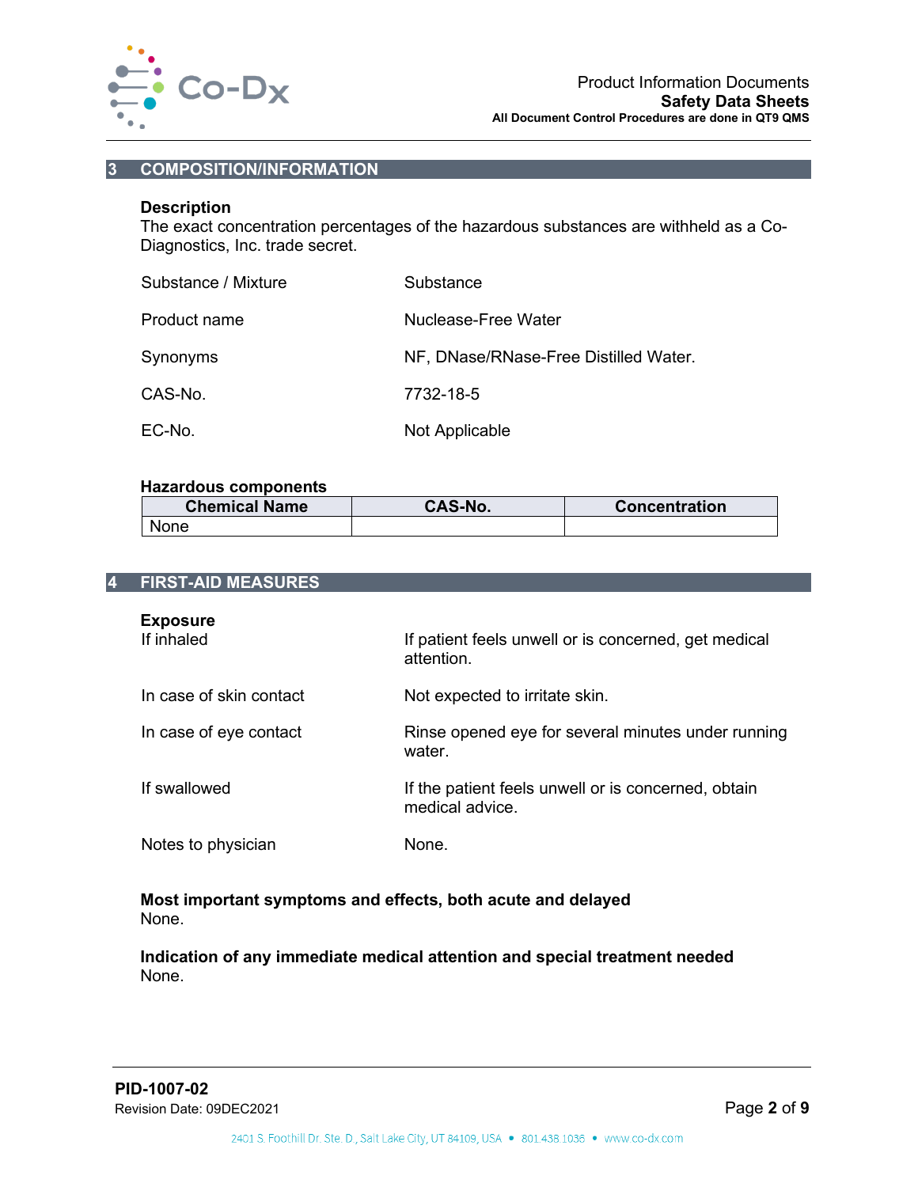## 3 COMPOSITION/INFORMATION

**Description**

The exact concentration percentages of the hazardous substances are withheld as a Co-Diagnostics, Inc. trade secret.

| | |
|---|---|
| Substance / Mixture | Substance |
| Product name | Nuclease-Free Water |
| Synonyms | NF, DNase/RNase-Free Distilled Water. |
| CAS-No. | 7732-18-5 |
| EC-No. | Not Applicable |

**Hazardous components**

| Chemical Name | CAS-No. | Concentration |
|---|---|---|
| None | | |

## 4 FIRST-AID MEASURES

**Exposure**

| | |
|---|---|
| If inhaled | If patient feels unwell or is concerned, get medical attention. |
| In case of skin contact | Not expected to irritate skin. |
| In case of eye contact | Rinse opened eye for several minutes under running water. |
| If swallowed | If the patient feels unwell or is concerned, obtain medical advice. |
| Notes to physician | None. |

**Most important symptoms and effects, both acute and delayed**

None.

**Indication of any immediate medical attention and special treatment needed**

None.

**PID-1007-02**

Revision Date: 09DEC2021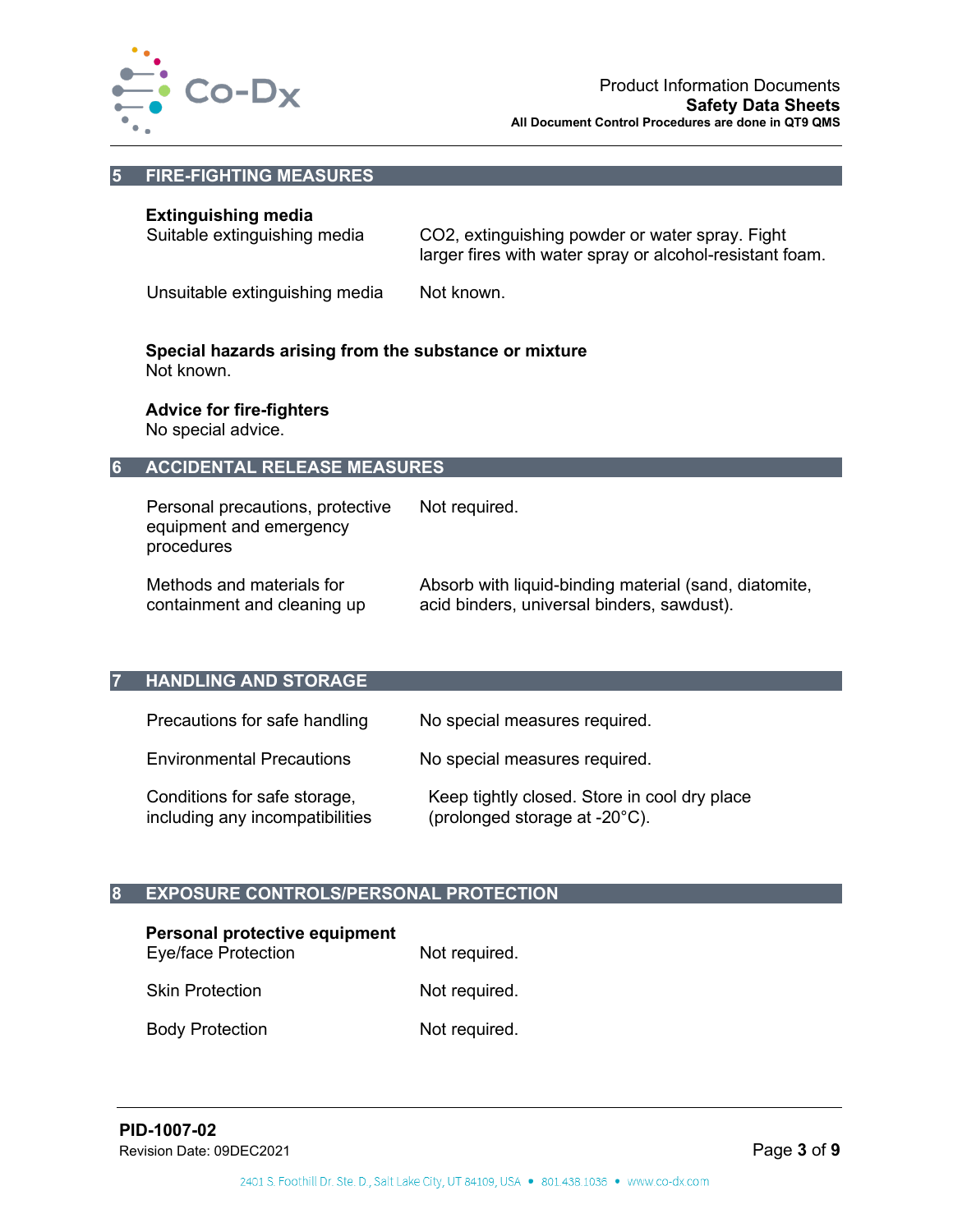## 5 FIRE-FIGHTING MEASURES

**Extinguishing media**

| | |
|---|---|
| Suitable extinguishing media | $CO_2$, extinguishing powder or water spray. Fight larger fires with water spray or alcohol-resistant foam. |
| Unsuitable extinguishing media | Not known. |

**Special hazards arising from the substance or mixture**

Not known.

**Advice for fire-fighters**

No special advice.

## 6 ACCIDENTAL RELEASE MEASURES

| | |
|---|---|
| Personal precautions, protective equipment and emergency procedures | Not required. |
| Methods and materials for containment and cleaning up | Absorb with liquid-binding material (sand, diatomite, acid binders, universal binders, sawdust). |

## 7 HANDLING AND STORAGE

| | |
|---|---|
| Precautions for safe handling | No special measures required. |
| Environmental Precautions | No special measures required. |
| Conditions for safe storage, including any incompatibilities | Keep tightly closed. Store in cool dry place (prolonged storage at -20°C). |

## 8 EXPOSURE CONTROLS/PERSONAL PROTECTION

**Personal protective equipment**

| | |
|---|---|
| Eye/face Protection | Not required. |
| Skin Protection | Not required. |
| Body Protection | Not required. |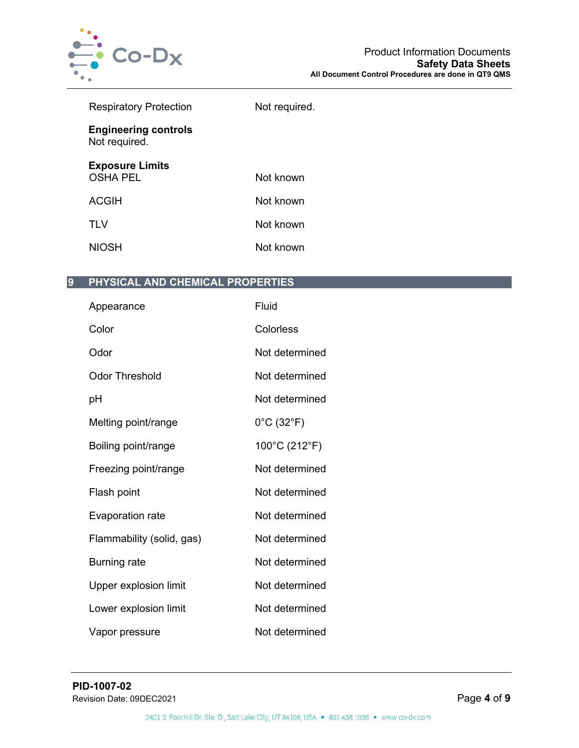| | |
|---|---|
| Respiratory Protection | Not required. |

**Engineering controls**
Not required.

**Exposure Limits**

| | |
|---|---|
| OSHA PEL | Not known |
| ACGIH | Not known |
| TLV | Not known |
| NIOSH | Not known |

## 9 PHYSICAL AND CHEMICAL PROPERTIES

| | |
|---|---|
| Appearance | Fluid |
| Color | Colorless |
| Odor | Not determined |
| Odor Threshold | Not determined |
| pH | Not determined |
| Melting point/range | 0°C (32°F) |
| Boiling point/range | 100°C (212°F) |
| Freezing point/range | Not determined |
| Flash point | Not determined |
| Evaporation rate | Not determined |
| Flammability (solid, gas) | Not determined |
| Burning rate | Not determined |
| Upper explosion limit | Not determined |
| Lower explosion limit | Not determined |
| Vapor pressure | Not determined |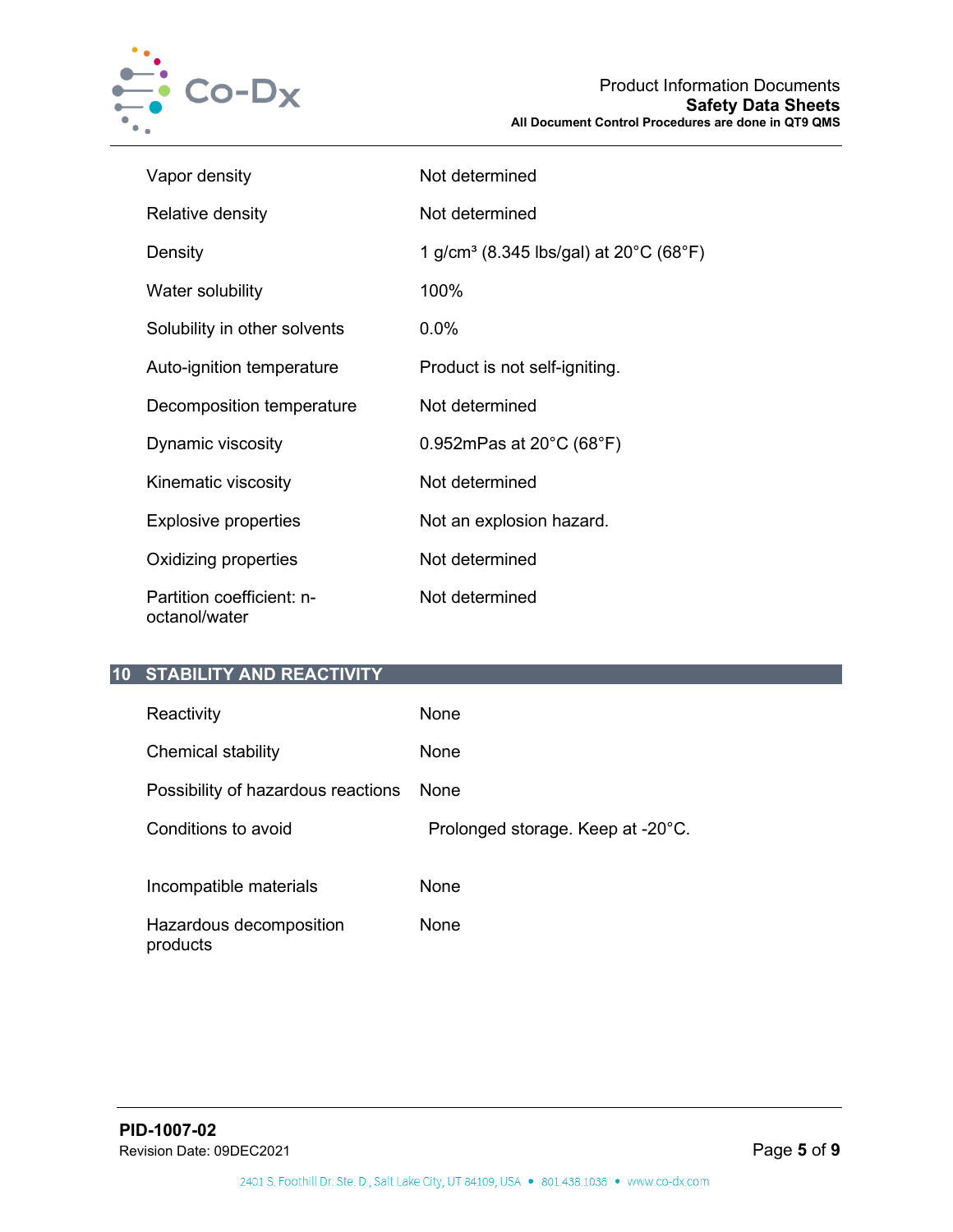| | |
|---|---|
| Vapor density | Not determined |
| Relative density | Not determined |
| Density | 1 g/cm³ (8.345 lbs/gal) at 20°C (68°F) |
| Water solubility | 100% |
| Solubility in other solvents | 0.0% |
| Auto-ignition temperature | Product is not self-igniting. |
| Decomposition temperature | Not determined |
| Dynamic viscosity | 0.952mPas at 20°C (68°F) |
| Kinematic viscosity | Not determined |
| Explosive properties | Not an explosion hazard. |
| Oxidizing properties | Not determined |
| Partition coefficient: n-octanol/water | Not determined |

## 10 STABILITY AND REACTIVITY

| | |
|---|---|
| Reactivity | None |
| Chemical stability | None |
| Possibility of hazardous reactions | None |
| Conditions to avoid | Prolonged storage. Keep at -20°C. |
| Incompatible materials | None |
| Hazardous decomposition products | None |

**PID-1007-02**
Revision Date: 09DEC2021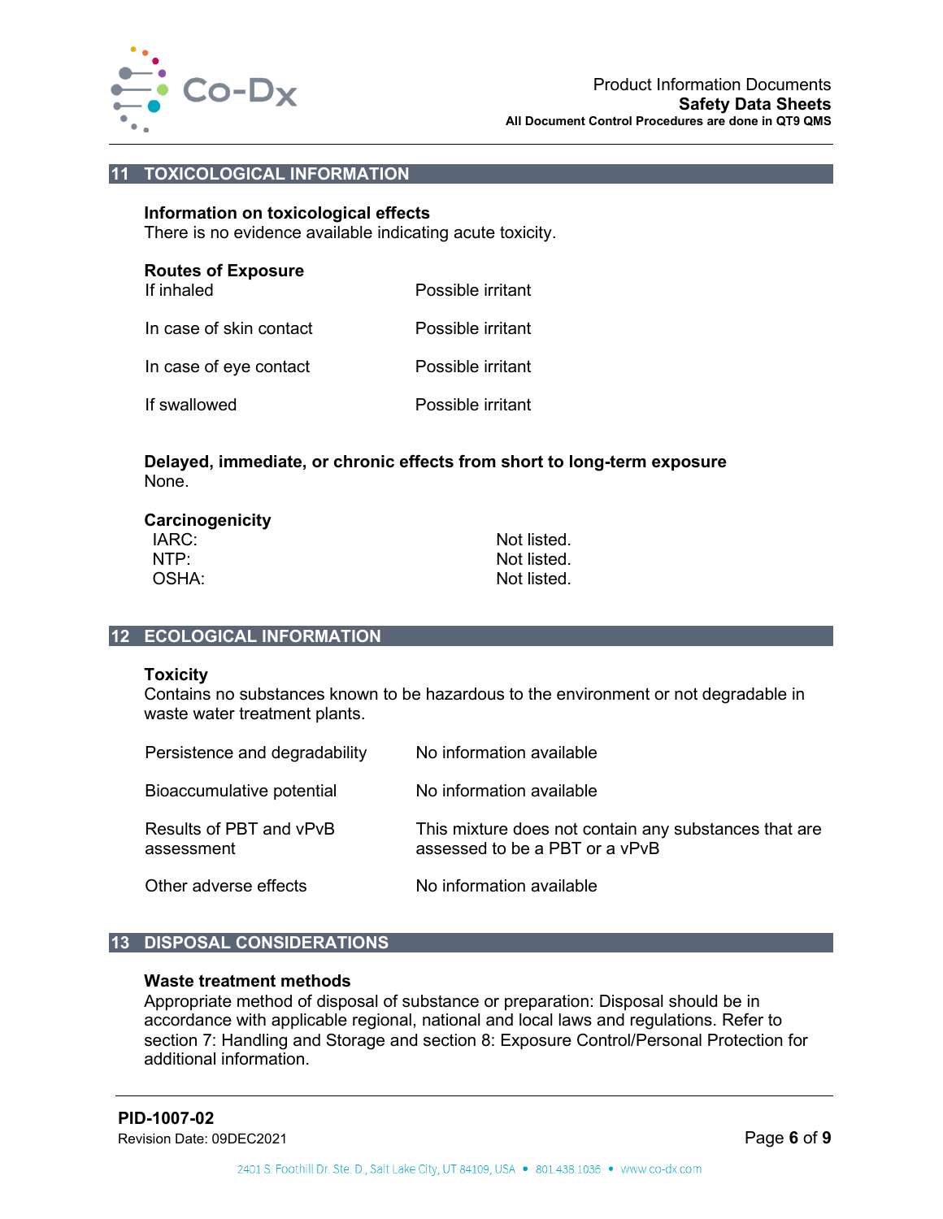## 11 TOXICOLOGICAL INFORMATION

**Information on toxicological effects**
There is no evidence available indicating acute toxicity.

**Routes of Exposure**

| | |
|---|---|
| If inhaled | Possible irritant |
| In case of skin contact | Possible irritant |
| In case of eye contact | Possible irritant |
| If swallowed | Possible irritant |

**Delayed, immediate, or chronic effects from short to long-term exposure**
None.

**Carcinogenicity**

| | |
|---|---|
| IARC: | Not listed. |
| NTP: | Not listed. |
| OSHA: | Not listed. |

## 12 ECOLOGICAL INFORMATION

**Toxicity**
Contains no substances known to be hazardous to the environment or not degradable in waste water treatment plants.

| | |
|---|---|
| Persistence and degradability | No information available |
| Bioaccumulative potential | No information available |
| Results of PBT and vPvB assessment | This mixture does not contain any substances that are assessed to be a PBT or a vPvB |
| Other adverse effects | No information available |

## 13 DISPOSAL CONSIDERATIONS

**Waste treatment methods**
Appropriate method of disposal of substance or preparation: Disposal should be in accordance with applicable regional, national and local laws and regulations. Refer to section 7: Handling and Storage and section 8: Exposure Control/Personal Protection for additional information.

**PID-1007-02**
Revision Date: 09DEC2021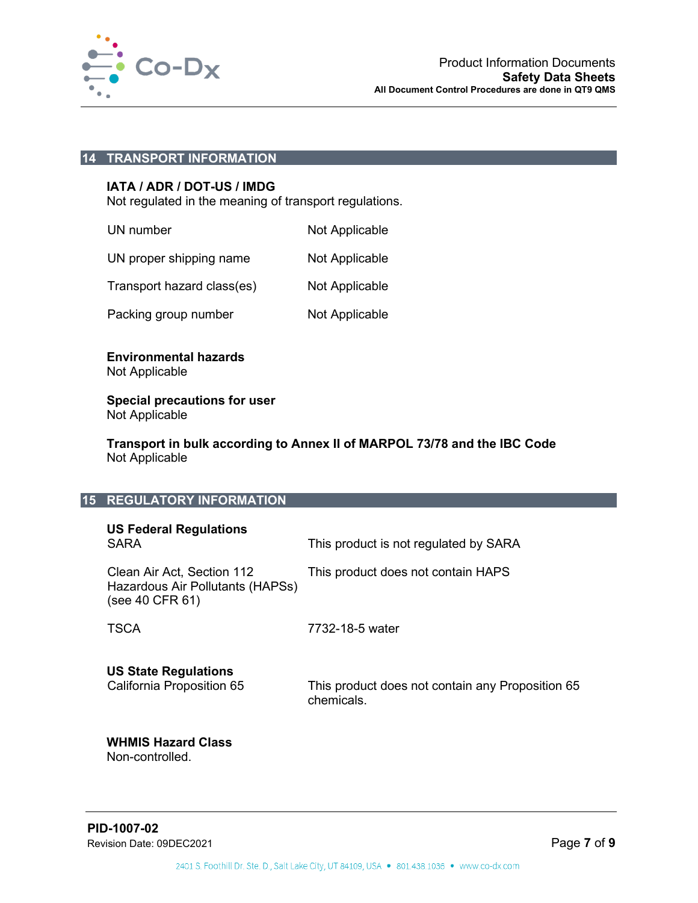## 14 TRANSPORT INFORMATION

**IATA / ADR / DOT-US / IMDG**
Not regulated in the meaning of transport regulations.

| | |
|---|---|
| UN number | Not Applicable |
| UN proper shipping name | Not Applicable |
| Transport hazard class(es) | Not Applicable |
| Packing group number | Not Applicable |

**Environmental hazards**
Not Applicable

**Special precautions for user**
Not Applicable

**Transport in bulk according to Annex II of MARPOL 73/78 and the IBC Code**
Not Applicable

## 15 REGULATORY INFORMATION

**US Federal Regulations**

| | |
|---|---|
| SARA | This product is not regulated by SARA |
| Clean Air Act, Section 112 Hazardous Air Pollutants (HAPSs) (see 40 CFR 61) | This product does not contain HAPS |
| TSCA | 7732-18-5 water |

**US State Regulations**

| | |
|---|---|
| California Proposition 65 | This product does not contain any Proposition 65 chemicals. |

**WHMIS Hazard Class**
Non-controlled.

**PID-1007-02**
Revision Date: 09DEC2021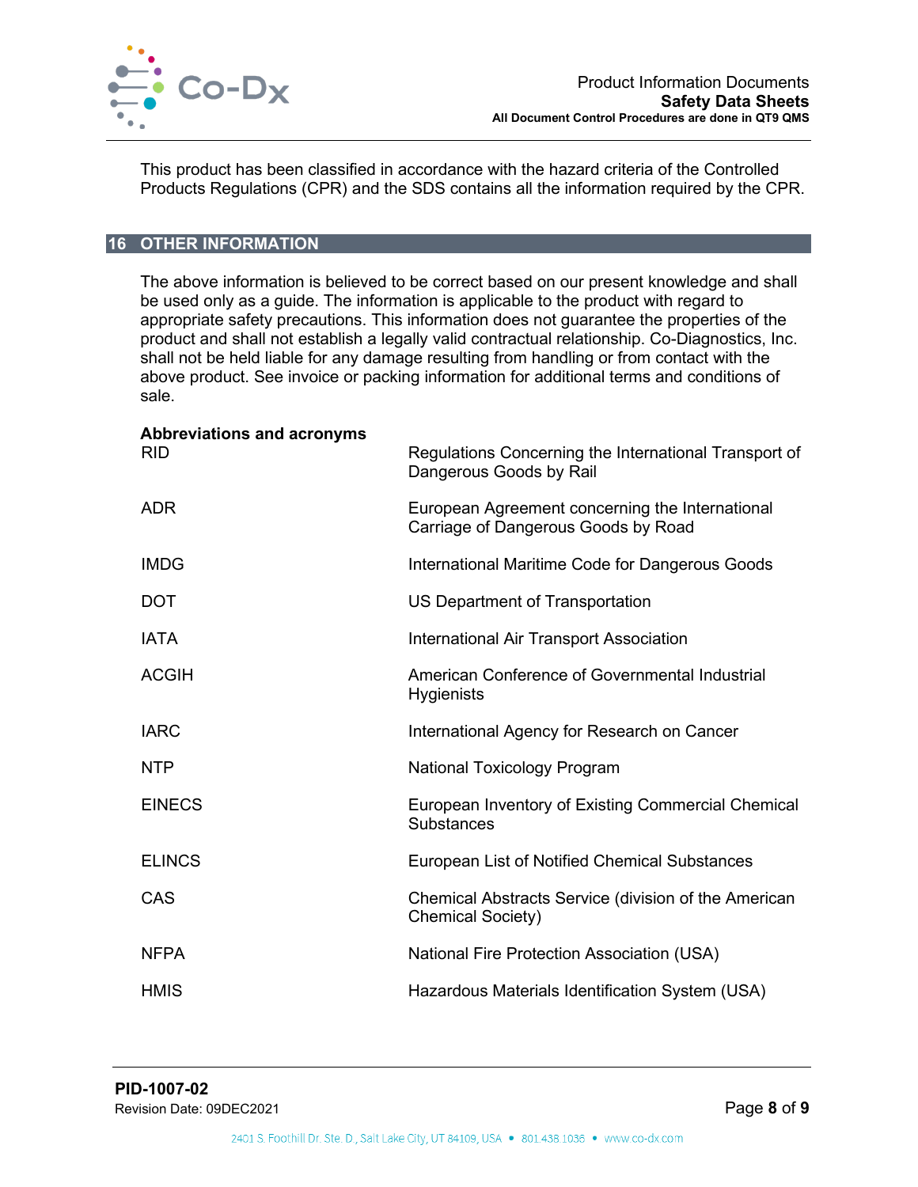This product has been classified in accordance with the hazard criteria of the Controlled Products Regulations (CPR) and the SDS contains all the information required by the CPR.

## 16 OTHER INFORMATION

The above information is believed to be correct based on our present knowledge and shall be used only as a guide. The information is applicable to the product with regard to appropriate safety precautions. This information does not guarantee the properties of the product and shall not establish a legally valid contractual relationship. Co-Diagnostics, Inc. shall not be held liable for any damage resulting from handling or from contact with the above product. See invoice or packing information for additional terms and conditions of sale.

**Abbreviations and acronyms**

| | |
|---|---|
| RID | Regulations Concerning the International Transport of Dangerous Goods by Rail |
| ADR | European Agreement concerning the International Carriage of Dangerous Goods by Road |
| IMDG | International Maritime Code for Dangerous Goods |
| DOT | US Department of Transportation |
| IATA | International Air Transport Association |
| ACGIH | American Conference of Governmental Industrial Hygienists |
| IARC | International Agency for Research on Cancer |
| NTP | National Toxicology Program |
| EINECS | European Inventory of Existing Commercial Chemical Substances |
| ELINCS | European List of Notified Chemical Substances |
| CAS | Chemical Abstracts Service (division of the American Chemical Society) |
| NFPA | National Fire Protection Association (USA) |
| HMIS | Hazardous Materials Identification System (USA) |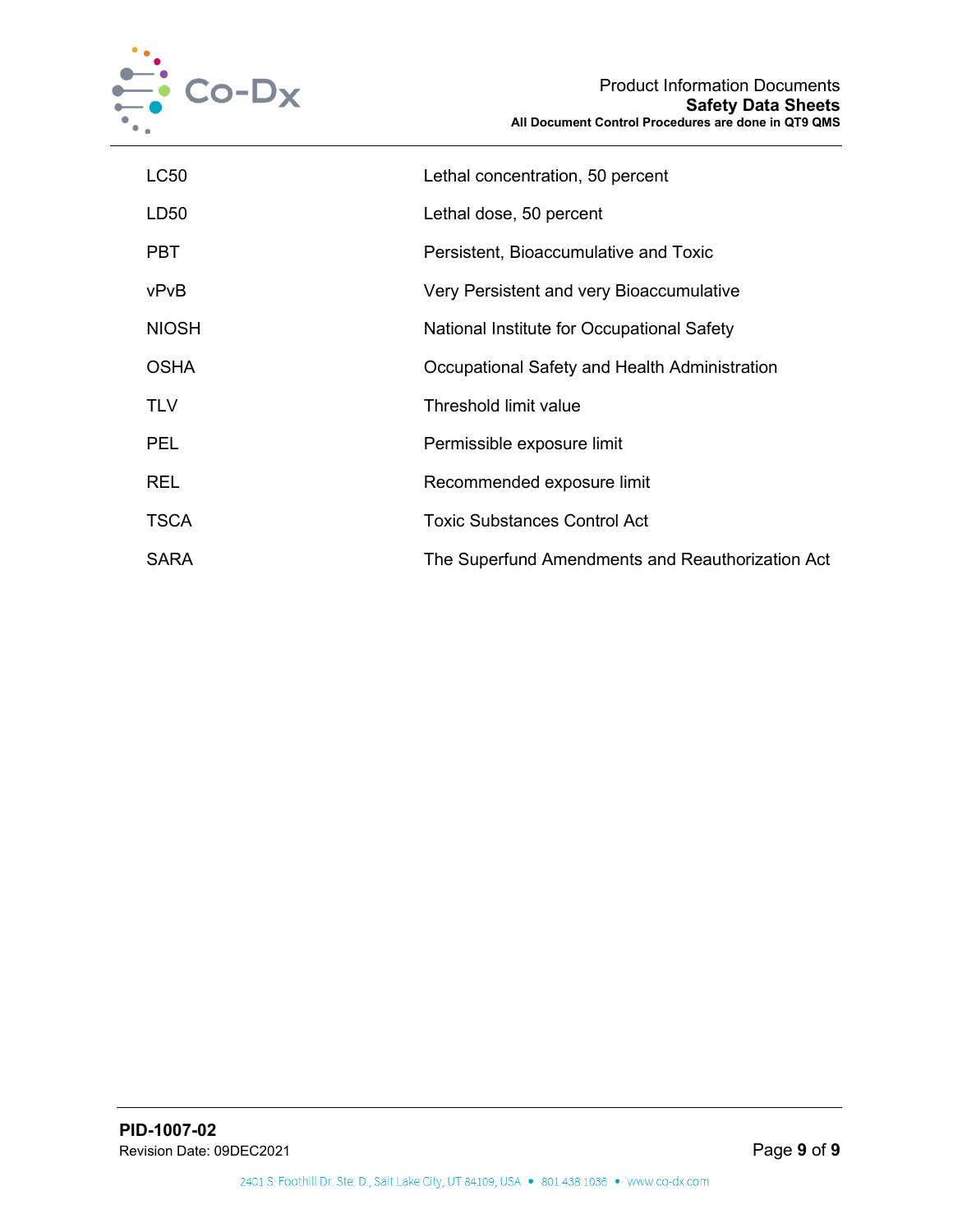| | |
|---|---|
| LC50 | Lethal concentration, 50 percent |
| LD50 | Lethal dose, 50 percent |
| PBT | Persistent, Bioaccumulative and Toxic |
| vPvB | Very Persistent and very Bioaccumulative |
| NIOSH | National Institute for Occupational Safety |
| OSHA | Occupational Safety and Health Administration |
| TLV | Threshold limit value |
| PEL | Permissible exposure limit |
| REL | Recommended exposure limit |
| TSCA | Toxic Substances Control Act |
| SARA | The Superfund Amendments and Reauthorization Act |